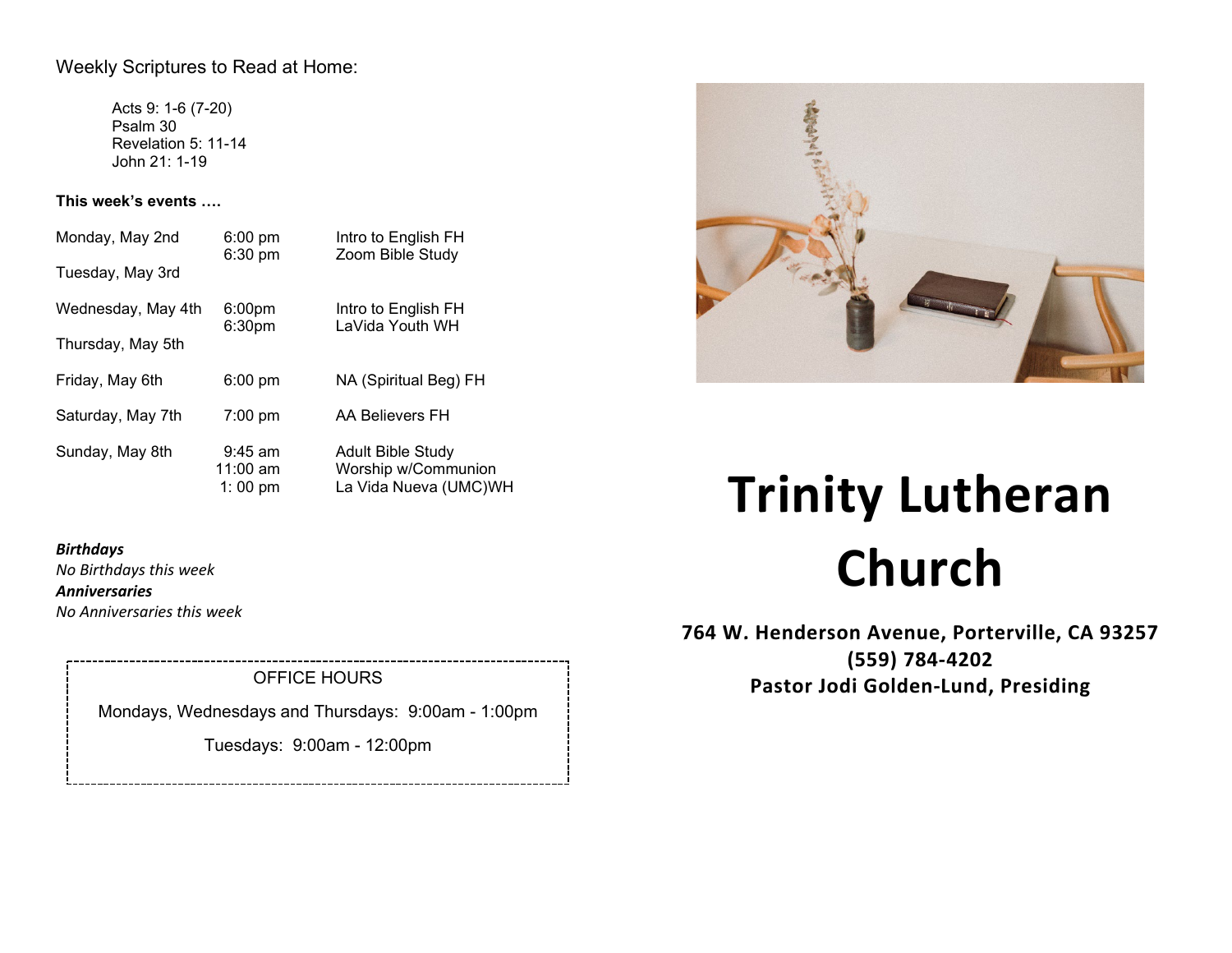Weekly Scriptures to Read at Home:

Acts 9: 1-6 (7-20)
Psalm 30
Revelation 5: 11-14
John 21: 1-19

**This week's events ….**

| | | |
|---|---|---|
| Monday, May 2nd | 6:00 pm | Intro to English FH |
| | 6:30 pm | Zoom Bible Study |
| Tuesday, May 3rd | | |
| Wednesday, May 4th | 6:00pm | Intro to English FH |
| | 6:30pm | LaVida Youth WH |
| Thursday, May 5th | | |
| Friday, May 6th | 6:00 pm | NA (Spiritual Beg) FH |
| Saturday, May 7th | 7:00 pm | AA Believers FH |
| Sunday, May 8th | 9:45 am | Adult Bible Study |
| | 11:00 am | Worship w/Communion |
| | 1: 00 pm | La Vida Nueva (UMC)WH |

***Birthdays***
*No Birthdays this week*
***Anniversaries***
*No Anniversaries this week*

OFFICE HOURS

Mondays, Wednesdays and Thursdays: 9:00am - 1:00pm

Tuesdays: 9:00am - 12:00pm

# Trinity Lutheran Church

**764 W. Henderson Avenue, Porterville, CA 93257**
**(559) 784-4202**
**Pastor Jodi Golden-Lund, Presiding**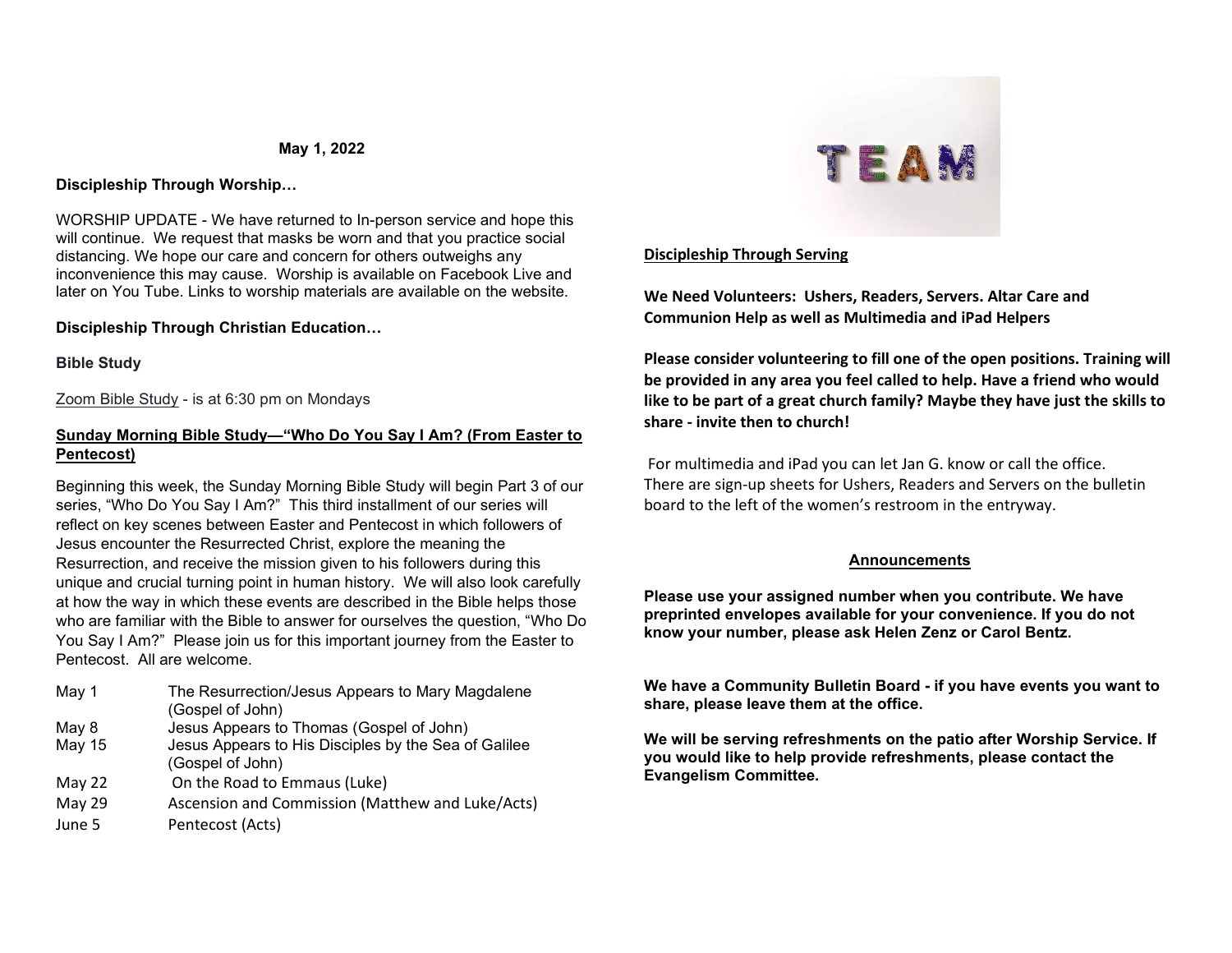**May 1, 2022**

**Discipleship Through Worship…**

WORSHIP UPDATE - We have returned to In-person service and hope this will continue. We request that masks be worn and that you practice social distancing. We hope our care and concern for others outweighs any inconvenience this may cause. Worship is available on Facebook Live and later on You Tube. Links to worship materials are available on the website.

**Discipleship Through Christian Education…**

**Bible Study**

Zoom Bible Study - is at 6:30 pm on Mondays

**Sunday Morning Bible Study—"Who Do You Say I Am? (From Easter to Pentecost)**

Beginning this week, the Sunday Morning Bible Study will begin Part 3 of our series, "Who Do You Say I Am?" This third installment of our series will reflect on key scenes between Easter and Pentecost in which followers of Jesus encounter the Resurrected Christ, explore the meaning the Resurrection, and receive the mission given to his followers during this unique and crucial turning point in human history. We will also look carefully at how the way in which these events are described in the Bible helps those who are familiar with the Bible to answer for ourselves the question, "Who Do You Say I Am?" Please join us for this important journey from the Easter to Pentecost. All are welcome.

| | |
|---|---|
| May 1 | The Resurrection/Jesus Appears to Mary Magdalene (Gospel of John) |
| May 8 | Jesus Appears to Thomas (Gospel of John) |
| May 15 | Jesus Appears to His Disciples by the Sea of Galilee (Gospel of John) |
| May 22 | On the Road to Emmaus (Luke) |
| May 29 | Ascension and Commission (Matthew and Luke/Acts) |
| June 5 | Pentecost (Acts) |

TEAM

**Discipleship Through Serving**

**We Need Volunteers: Ushers, Readers, Servers. Altar Care and Communion Help as well as Multimedia and iPad Helpers**

**Please consider volunteering to fill one of the open positions. Training will be provided in any area you feel called to help. Have a friend who would like to be part of a great church family? Maybe they have just the skills to share - invite then to church!**

For multimedia and iPad you can let Jan G. know or call the office. There are sign-up sheets for Ushers, Readers and Servers on the bulletin board to the left of the women's restroom in the entryway.

**Announcements**

**Please use your assigned number when you contribute. We have preprinted envelopes available for your convenience. If you do not know your number, please ask Helen Zenz or Carol Bentz.**

**We have a Community Bulletin Board - if you have events you want to share, please leave them at the office.**

**We will be serving refreshments on the patio after Worship Service. If you would like to help provide refreshments, please contact the Evangelism Committee.**